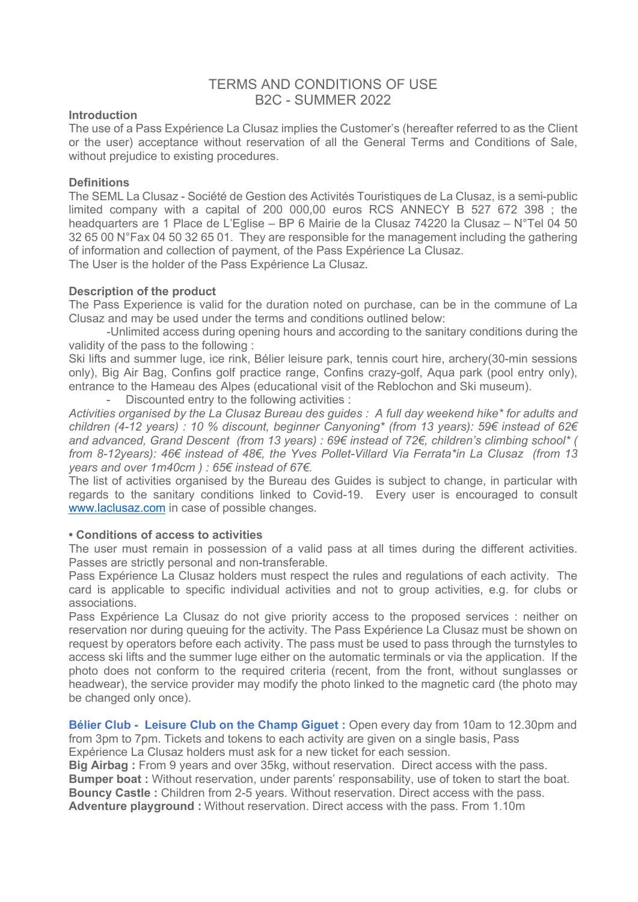# TERMS AND CONDITIONS OF USE
# B2C - SUMMER 2022

**Introduction**

The use of a Pass Expérience La Clusaz implies the Customer's (hereafter referred to as the Client or the user) acceptance without reservation of all the General Terms and Conditions of Sale, without prejudice to existing procedures.

**Definitions**

The SEML La Clusaz - Société de Gestion des Activités Touristiques de La Clusaz, is a semi-public limited company with a capital of 200 000,00 euros RCS ANNECY B 527 672 398 ; the headquarters are 1 Place de L'Eglise – BP 6 Mairie de la Clusaz 74220 la Clusaz – N°Tel 04 50 32 65 00 N°Fax 04 50 32 65 01. They are responsible for the management including the gathering of information and collection of payment, of the Pass Expérience La Clusaz.
The User is the holder of the Pass Expérience La Clusaz.

**Description of the product**

The Pass Experience is valid for the duration noted on purchase, can be in the commune of La Clusaz and may be used under the terms and conditions outlined below:

-Unlimited access during opening hours and according to the sanitary conditions during the validity of the pass to the following :

Ski lifts and summer luge, ice rink, Bélier leisure park, tennis court hire, archery(30-min sessions only), Big Air Bag, Confins golf practice range, Confins crazy-golf, Aqua park (pool entry only), entrance to the Hameau des Alpes (educational visit of the Reblochon and Ski museum).

- Discounted entry to the following activities :

*Activities organised by the La Clusaz Bureau des guides : A full day weekend hike* for adults and children (4-12 years) : 10 % discount, beginner Canyoning* (from 13 years): 59€ instead of 62€ and advanced, Grand Descent (from 13 years) : 69€ instead of 72€, children's climbing school* ( from 8-12years): 46€ instead of 48€, the Yves Pollet-Villard Via Ferrata*in La Clusaz (from 13 years and over 1m40cm ) : 65€ instead of 67€.*

The list of activities organised by the Bureau des Guides is subject to change, in particular with regards to the sanitary conditions linked to Covid-19. Every user is encouraged to consult www.laclusaz.com in case of possible changes.

**• Conditions of access to activities**

The user must remain in possession of a valid pass at all times during the different activities. Passes are strictly personal and non-transferable.

Pass Expérience La Clusaz holders must respect the rules and regulations of each activity. The card is applicable to specific individual activities and not to group activities, e.g. for clubs or associations.

Pass Expérience La Clusaz do not give priority access to the proposed services : neither on reservation nor during queuing for the activity. The Pass Expérience La Clusaz must be shown on request by operators before each activity. The pass must be used to pass through the turnstyles to access ski lifts and the summer luge either on the automatic terminals or via the application. If the photo does not conform to the required criteria (recent, from the front, without sunglasses or headwear), the service provider may modify the photo linked to the magnetic card (the photo may be changed only once).

**Bélier Club - Leisure Club on the Champ Giguet :** Open every day from 10am to 12.30pm and from 3pm to 7pm. Tickets and tokens to each activity are given on a single basis, Pass Expérience La Clusaz holders must ask for a new ticket for each session.

**Big Airbag :** From 9 years and over 35kg, without reservation. Direct access with the pass.
**Bumper boat :** Without reservation, under parents' responsability, use of token to start the boat.
**Bouncy Castle :** Children from 2-5 years. Without reservation. Direct access with the pass.
**Adventure playground :** Without reservation. Direct access with the pass. From 1.10m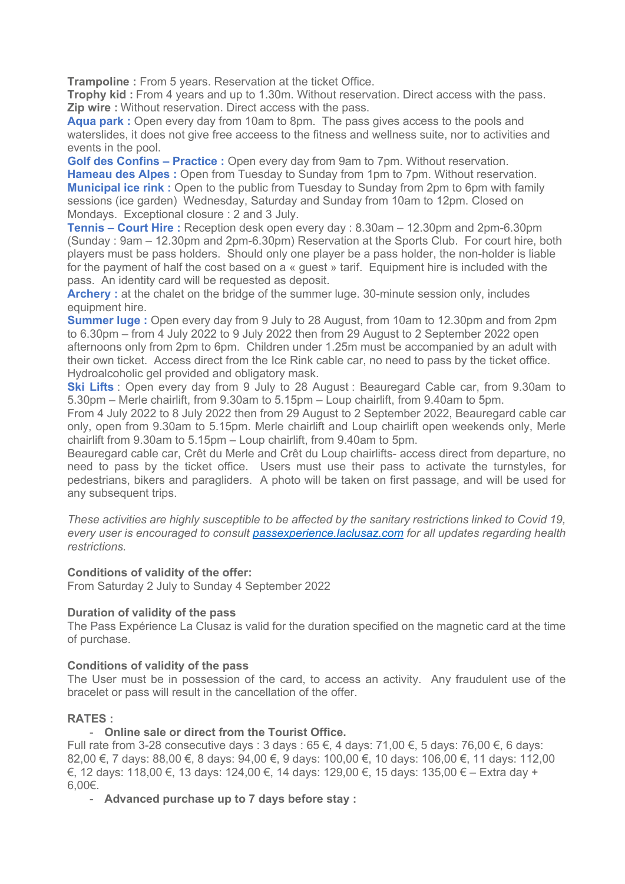**Trampoline :** From 5 years. Reservation at the ticket Office.
**Trophy kid :** From 4 years and up to 1.30m. Without reservation. Direct access with the pass.
**Zip wire :** Without reservation. Direct access with the pass.
**Aqua park :** Open every day from 10am to 8pm. The pass gives access to the pools and waterslides, it does not give free acceess to the fitness and wellness suite, nor to activities and events in the pool.
**Golf des Confins – Practice :** Open every day from 9am to 7pm. Without reservation.
**Hameau des Alpes :** Open from Tuesday to Sunday from 1pm to 7pm. Without reservation.
**Municipal ice rink :** Open to the public from Tuesday to Sunday from 2pm to 6pm with family sessions (ice garden) Wednesday, Saturday and Sunday from 10am to 12pm. Closed on Mondays. Exceptional closure : 2 and 3 July.
**Tennis – Court Hire :** Reception desk open every day : 8.30am – 12.30pm and 2pm-6.30pm (Sunday : 9am – 12.30pm and 2pm-6.30pm) Reservation at the Sports Club. For court hire, both players must be pass holders. Should only one player be a pass holder, the non-holder is liable for the payment of half the cost based on a « guest » tarif. Equipment hire is included with the pass. An identity card will be requested as deposit.
**Archery :** at the chalet on the bridge of the summer luge. 30-minute session only, includes equipment hire.
**Summer luge :** Open every day from 9 July to 28 August, from 10am to 12.30pm and from 2pm to 6.30pm – from 4 July 2022 to 9 July 2022 then from 29 August to 2 September 2022 open afternoons only from 2pm to 6pm. Children under 1.25m must be accompanied by an adult with their own ticket. Access direct from the Ice Rink cable car, no need to pass by the ticket office. Hydroalcoholic gel provided and obligatory mask.
**Ski Lifts** : Open every day from 9 July to 28 August : Beauregard Cable car, from 9.30am to 5.30pm – Merle chairlift, from 9.30am to 5.15pm – Loup chairlift, from 9.40am to 5pm.
From 4 July 2022 to 8 July 2022 then from 29 August to 2 September 2022, Beauregard cable car only, open from 9.30am to 5.15pm. Merle chairlift and Loup chairlift open weekends only, Merle chairlift from 9.30am to 5.15pm – Loup chairlift, from 9.40am to 5pm.
Beauregard cable car, Crêt du Merle and Crêt du Loup chairlifts- access direct from departure, no need to pass by the ticket office. Users must use their pass to activate the turnstyles, for pedestrians, bikers and paragliders. A photo will be taken on first passage, and will be used for any subsequent trips.

*These activities are highly susceptible to be affected by the sanitary restrictions linked to Covid 19, every user is encouraged to consult [passexperience.laclusaz.com](passexperience.laclusaz.com) for all updates regarding health restrictions.*

**Conditions of validity of the offer:**
From Saturday 2 July to Sunday 4 September 2022

**Duration of validity of the pass**
The Pass Expérience La Clusaz is valid for the duration specified on the magnetic card at the time of purchase.

**Conditions of validity of the pass**
The User must be in possession of the card, to access an activity. Any fraudulent use of the bracelet or pass will result in the cancellation of the offer.

**RATES :**

- **Online sale or direct from the Tourist Office.**

Full rate from 3-28 consecutive days : 3 days : 65 €, 4 days: 71,00 €, 5 days: 76,00 €, 6 days: 82,00 €, 7 days: 88,00 €, 8 days: 94,00 €, 9 days: 100,00 €, 10 days: 106,00 €, 11 days: 112,00 €, 12 days: 118,00 €, 13 days: 124,00 €, 14 days: 129,00 €, 15 days: 135,00 € – Extra day + 6,00€.

- **Advanced purchase up to 7 days before stay :**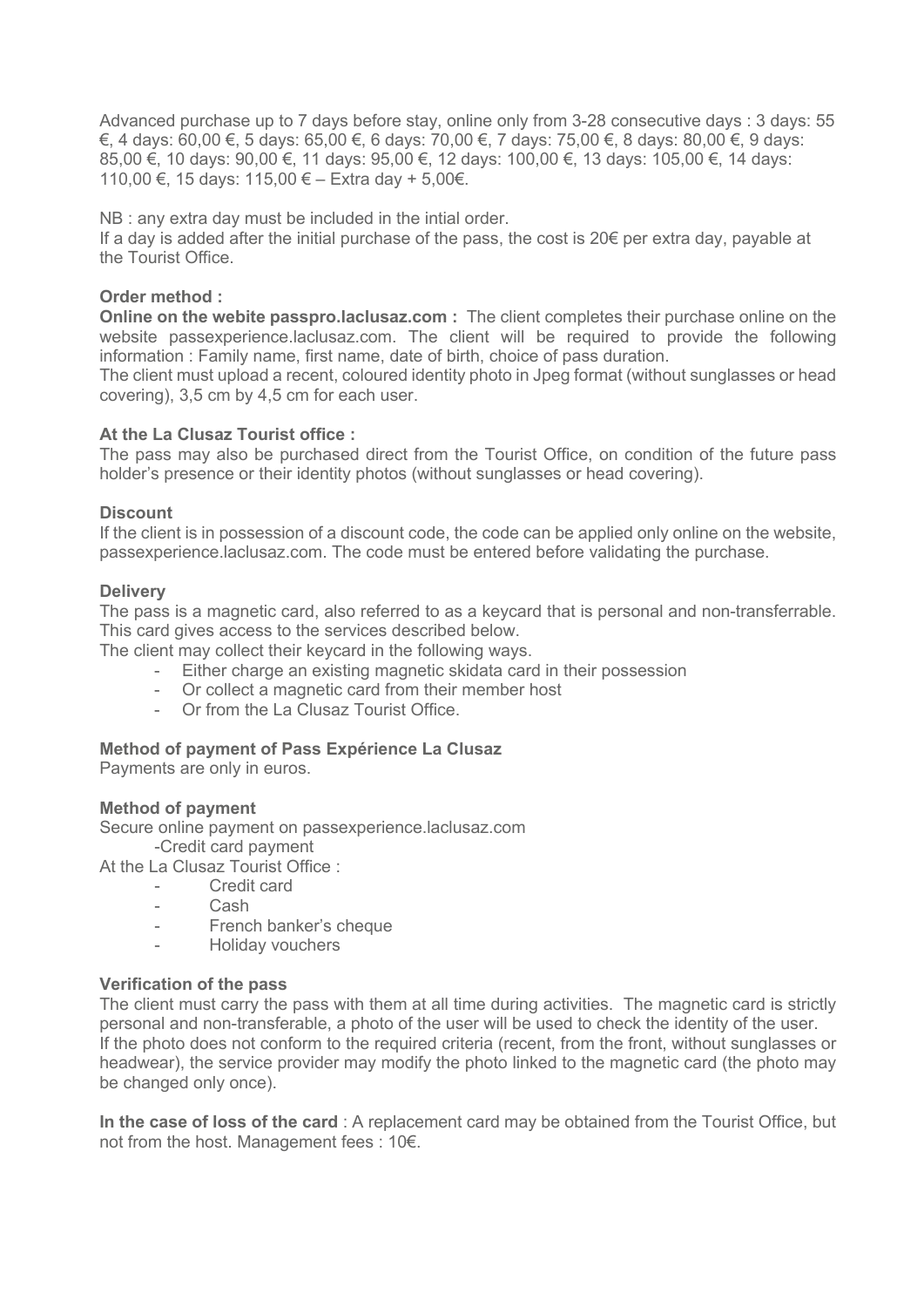Advanced purchase up to 7 days before stay, online only from 3-28 consecutive days : 3 days: 55 €, 4 days: 60,00 €, 5 days: 65,00 €, 6 days: 70,00 €, 7 days: 75,00 €, 8 days: 80,00 €, 9 days: 85,00 €, 10 days: 90,00 €, 11 days: 95,00 €, 12 days: 100,00 €, 13 days: 105,00 €, 14 days: 110,00 €, 15 days: 115,00 € – Extra day + 5,00€.

NB : any extra day must be included in the intial order.
If a day is added after the initial purchase of the pass, the cost is 20€ per extra day, payable at the Tourist Office.

**Order method :**

**Online on the webite passpro.laclusaz.com :** The client completes their purchase online on the website passexperience.laclusaz.com. The client will be required to provide the following information : Family name, first name, date of birth, choice of pass duration.
The client must upload a recent, coloured identity photo in Jpeg format (without sunglasses or head covering), 3,5 cm by 4,5 cm for each user.

**At the La Clusaz Tourist office :**

The pass may also be purchased direct from the Tourist Office, on condition of the future pass holder's presence or their identity photos (without sunglasses or head covering).

**Discount**

If the client is in possession of a discount code, the code can be applied only online on the website, passexperience.laclusaz.com. The code must be entered before validating the purchase.

**Delivery**

The pass is a magnetic card, also referred to as a keycard that is personal and non-transferrable. This card gives access to the services described below.
The client may collect their keycard in the following ways.

- Either charge an existing magnetic skidata card in their possession
- Or collect a magnetic card from their member host
- Or from the La Clusaz Tourist Office.

**Method of payment of Pass Expérience La Clusaz**

Payments are only in euros.

**Method of payment**

Secure online payment on passexperience.laclusaz.com
-Credit card payment
At the La Clusaz Tourist Office :

- Credit card
- Cash
- French banker's cheque
- Holiday vouchers

**Verification of the pass**

The client must carry the pass with them at all time during activities. The magnetic card is strictly personal and non-transferable, a photo of the user will be used to check the identity of the user.
If the photo does not conform to the required criteria (recent, from the front, without sunglasses or headwear), the service provider may modify the photo linked to the magnetic card (the photo may be changed only once).

**In the case of loss of the card** : A replacement card may be obtained from the Tourist Office, but not from the host. Management fees : 10€.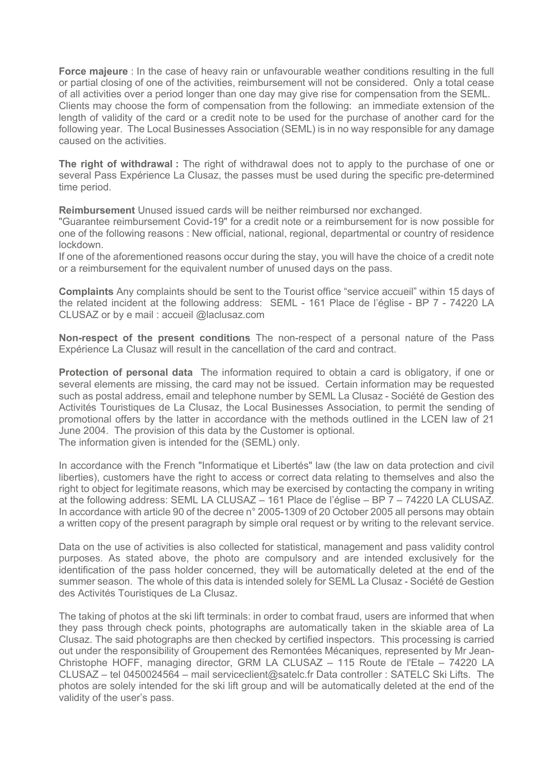**Force majeure** : In the case of heavy rain or unfavourable weather conditions resulting in the full or partial closing of one of the activities, reimbursement will not be considered. Only a total cease of all activities over a period longer than one day may give rise for compensation from the SEML. Clients may choose the form of compensation from the following: an immediate extension of the length of validity of the card or a credit note to be used for the purchase of another card for the following year. The Local Businesses Association (SEML) is in no way responsible for any damage caused on the activities.

**The right of withdrawal :** The right of withdrawal does not to apply to the purchase of one or several Pass Expérience La Clusaz, the passes must be used during the specific pre-determined time period.

**Reimbursement** Unused issued cards will be neither reimbursed nor exchanged.
"Guarantee reimbursement Covid-19" for a credit note or a reimbursement for is now possible for one of the following reasons : New official, national, regional, departmental or country of residence lockdown.
If one of the aforementioned reasons occur during the stay, you will have the choice of a credit note or a reimbursement for the equivalent number of unused days on the pass.

**Complaints** Any complaints should be sent to the Tourist office "service accueil" within 15 days of the related incident at the following address: SEML - 161 Place de l'église - BP 7 - 74220 LA CLUSAZ or by e mail : accueil @laclusaz.com

**Non-respect of the present conditions** The non-respect of a personal nature of the Pass Expérience La Clusaz will result in the cancellation of the card and contract.

**Protection of personal data** The information required to obtain a card is obligatory, if one or several elements are missing, the card may not be issued. Certain information may be requested such as postal address, email and telephone number by SEML La Clusaz - Société de Gestion des Activités Touristiques de La Clusaz, the Local Businesses Association, to permit the sending of promotional offers by the latter in accordance with the methods outlined in the LCEN law of 21 June 2004. The provision of this data by the Customer is optional.
The information given is intended for the (SEML) only.

In accordance with the French "Informatique et Libertés" law (the law on data protection and civil liberties), customers have the right to access or correct data relating to themselves and also the right to object for legitimate reasons, which may be exercised by contacting the company in writing at the following address: SEML LA CLUSAZ – 161 Place de l'église – BP 7 – 74220 LA CLUSAZ. In accordance with article 90 of the decree n° 2005-1309 of 20 October 2005 all persons may obtain a written copy of the present paragraph by simple oral request or by writing to the relevant service.

Data on the use of activities is also collected for statistical, management and pass validity control purposes. As stated above, the photo are compulsory and are intended exclusively for the identification of the pass holder concerned, they will be automatically deleted at the end of the summer season. The whole of this data is intended solely for SEML La Clusaz - Société de Gestion des Activités Touristiques de La Clusaz.

The taking of photos at the ski lift terminals: in order to combat fraud, users are informed that when they pass through check points, photographs are automatically taken in the skiable area of La Clusaz. The said photographs are then checked by certified inspectors. This processing is carried out under the responsibility of Groupement des Remontées Mécaniques, represented by Mr Jean-Christophe HOFF, managing director, GRM LA CLUSAZ – 115 Route de l'Etale – 74220 LA CLUSAZ – tel 0450024564 – mail serviceclient@satelc.fr Data controller : SATELC Ski Lifts. The photos are solely intended for the ski lift group and will be automatically deleted at the end of the validity of the user's pass.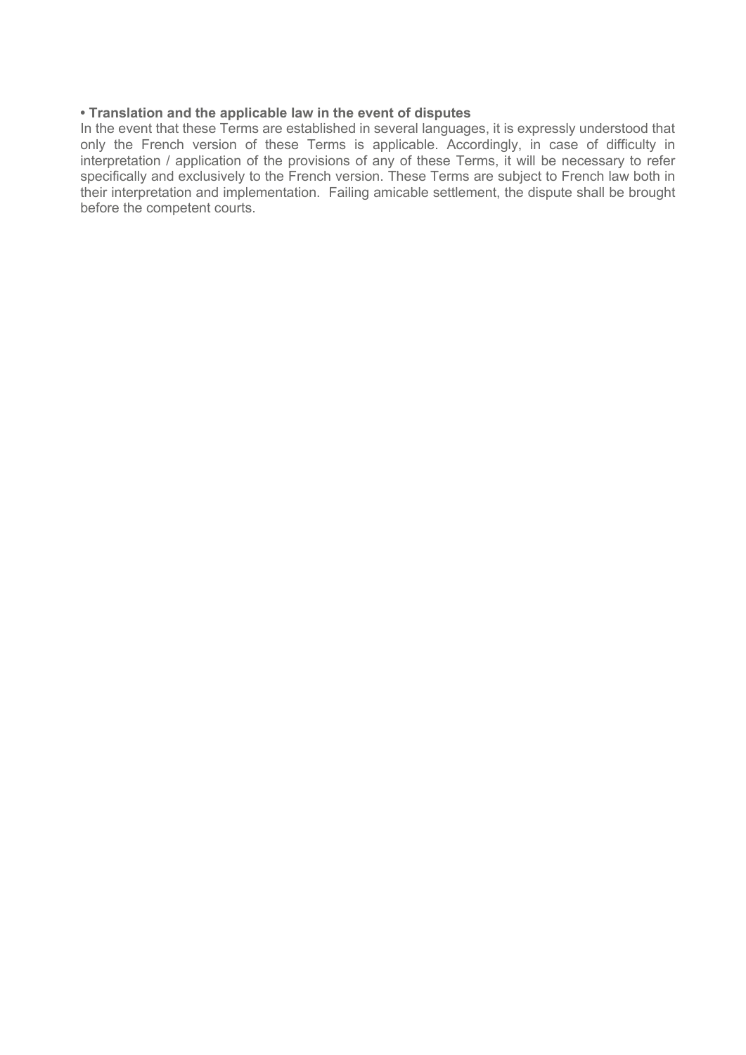**• Translation and the applicable law in the event of disputes**

In the event that these Terms are established in several languages, it is expressly understood that only the French version of these Terms is applicable. Accordingly, in case of difficulty in interpretation / application of the provisions of any of these Terms, it will be necessary to refer specifically and exclusively to the French version. These Terms are subject to French law both in their interpretation and implementation. Failing amicable settlement, the dispute shall be brought before the competent courts.